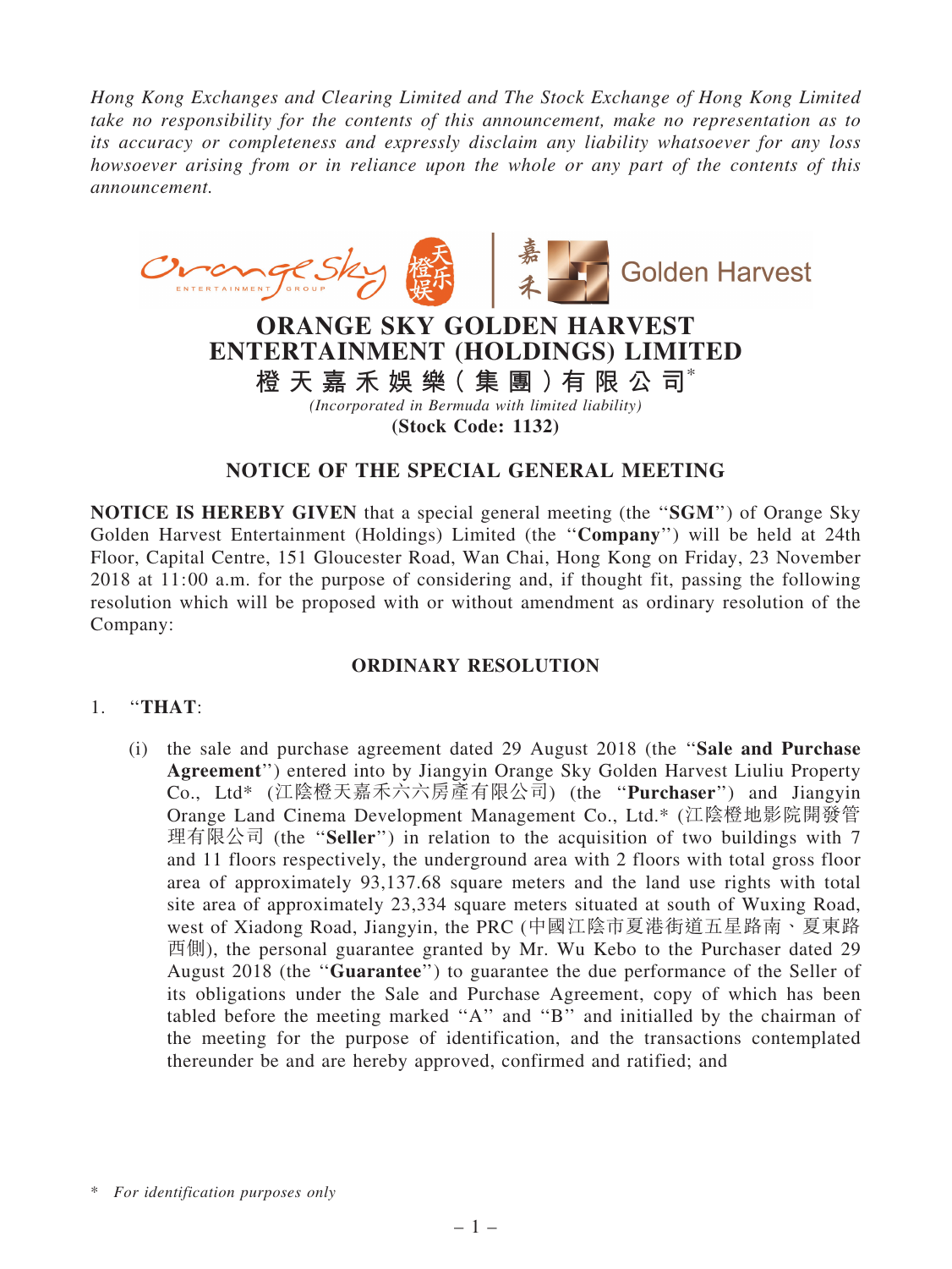*Hong Kong Exchanges and Clearing Limited and The Stock Exchange of Hong Kong Limited take no responsibility for the contents of this announcement, make no representation as to its accuracy or completeness and expressly disclaim any liability whatsoever for any loss howsoever arising from or in reliance upon the whole or any part of the contents of this announcement.*

# ORANGE SKY GOLDEN HARVEST ENTERTAINMENT (HOLDINGS) LIMITED

## 橙天嘉禾娛樂(集團)有限公司*

*(Incorporated in Bermuda with limited liability)*

**(Stock Code: 1132)**

## NOTICE OF THE SPECIAL GENERAL MEETING

**NOTICE IS HEREBY GIVEN** that a special general meeting (the "**SGM**") of Orange Sky Golden Harvest Entertainment (Holdings) Limited (the "**Company**") will be held at 24th Floor, Capital Centre, 151 Gloucester Road, Wan Chai, Hong Kong on Friday, 23 November 2018 at 11:00 a.m. for the purpose of considering and, if thought fit, passing the following resolution which will be proposed with or without amendment as ordinary resolution of the Company:

### ORDINARY RESOLUTION

1. "**THAT**:

   (i) the sale and purchase agreement dated 29 August 2018 (the "**Sale and Purchase Agreement**") entered into by Jiangyin Orange Sky Golden Harvest Liuliu Property Co., Ltd* (江陰橙天嘉禾六六房產有限公司) (the "**Purchaser**") and Jiangyin Orange Land Cinema Development Management Co., Ltd.* (江陰橙地影院開發管理有限公司 (the "**Seller**") in relation to the acquisition of two buildings with 7 and 11 floors respectively, the underground area with 2 floors with total gross floor area of approximately 93,137.68 square meters and the land use rights with total site area of approximately 23,334 square meters situated at south of Wuxing Road, west of Xiadong Road, Jiangyin, the PRC (中國江陰市夏港街道五星路南、夏東路西側), the personal guarantee granted by Mr. Wu Kebo to the Purchaser dated 29 August 2018 (the "**Guarantee**") to guarantee the due performance of the Seller of its obligations under the Sale and Purchase Agreement, copy of which has been tabled before the meeting marked "A" and "B" and initialled by the chairman of the meeting for the purpose of identification, and the transactions contemplated thereunder be and are hereby approved, confirmed and ratified; and

\* *For identification purposes only*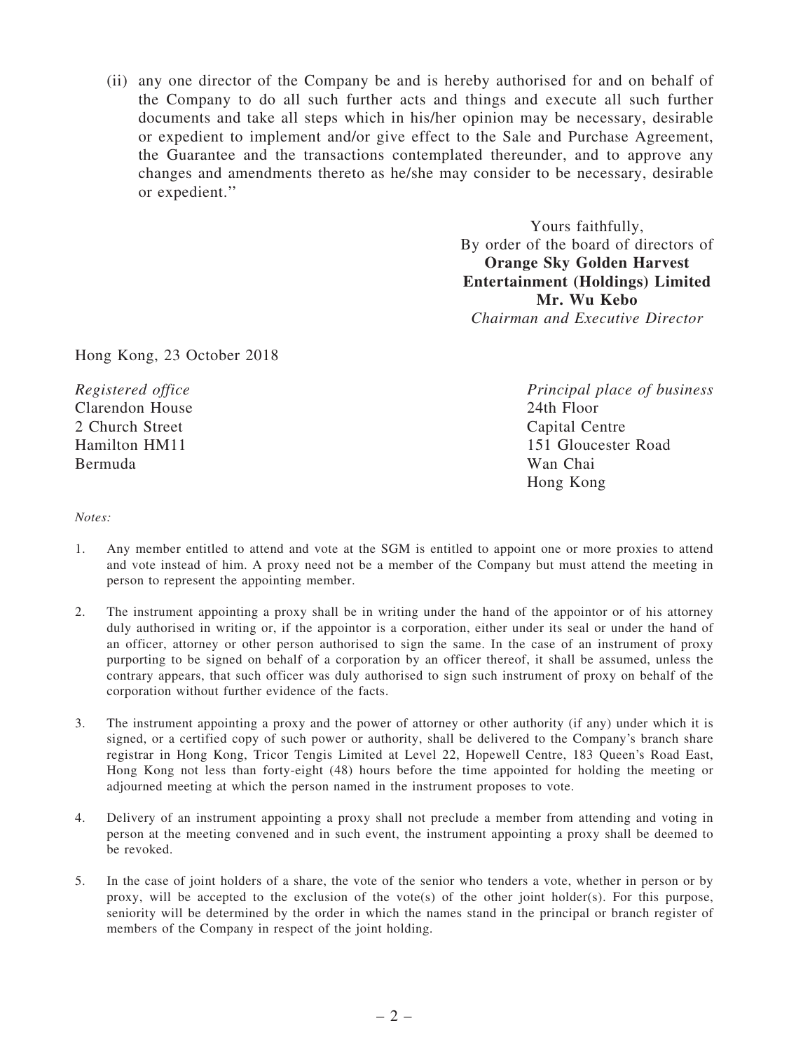(ii) any one director of the Company be and is hereby authorised for and on behalf of the Company to do all such further acts and things and execute all such further documents and take all steps which in his/her opinion may be necessary, desirable or expedient to implement and/or give effect to the Sale and Purchase Agreement, the Guarantee and the transactions contemplated thereunder, and to approve any changes and amendments thereto as he/she may consider to be necessary, desirable or expedient.''

Yours faithfully,
By order of the board of directors of
**Orange Sky Golden Harvest Entertainment (Holdings) Limited**
**Mr. Wu Kebo**
*Chairman and Executive Director*

Hong Kong, 23 October 2018

*Registered office*
Clarendon House
2 Church Street
Hamilton HM11
Bermuda

*Principal place of business*
24th Floor
Capital Centre
151 Gloucester Road
Wan Chai
Hong Kong

*Notes:*

1. Any member entitled to attend and vote at the SGM is entitled to appoint one or more proxies to attend and vote instead of him. A proxy need not be a member of the Company but must attend the meeting in person to represent the appointing member.

2. The instrument appointing a proxy shall be in writing under the hand of the appointor or of his attorney duly authorised in writing or, if the appointor is a corporation, either under its seal or under the hand of an officer, attorney or other person authorised to sign the same. In the case of an instrument of proxy purporting to be signed on behalf of a corporation by an officer thereof, it shall be assumed, unless the contrary appears, that such officer was duly authorised to sign such instrument of proxy on behalf of the corporation without further evidence of the facts.

3. The instrument appointing a proxy and the power of attorney or other authority (if any) under which it is signed, or a certified copy of such power or authority, shall be delivered to the Company's branch share registrar in Hong Kong, Tricor Tengis Limited at Level 22, Hopewell Centre, 183 Queen's Road East, Hong Kong not less than forty-eight (48) hours before the time appointed for holding the meeting or adjourned meeting at which the person named in the instrument proposes to vote.

4. Delivery of an instrument appointing a proxy shall not preclude a member from attending and voting in person at the meeting convened and in such event, the instrument appointing a proxy shall be deemed to be revoked.

5. In the case of joint holders of a share, the vote of the senior who tenders a vote, whether in person or by proxy, will be accepted to the exclusion of the vote(s) of the other joint holder(s). For this purpose, seniority will be determined by the order in which the names stand in the principal or branch register of members of the Company in respect of the joint holding.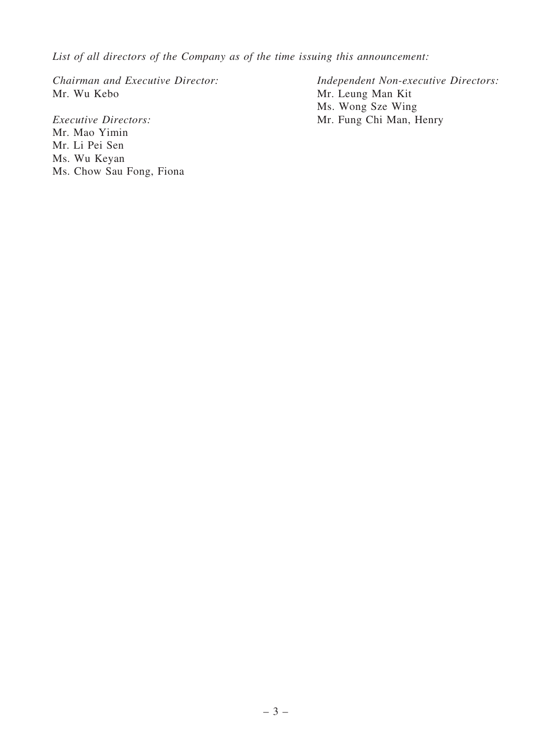*List of all directors of the Company as of the time issuing this announcement:*

*Chairman and Executive Director:*
Mr. Wu Kebo

*Executive Directors:*
Mr. Mao Yimin
Mr. Li Pei Sen
Ms. Wu Keyan
Ms. Chow Sau Fong, Fiona

*Independent Non-executive Directors:*
Mr. Leung Man Kit
Ms. Wong Sze Wing
Mr. Fung Chi Man, Henry